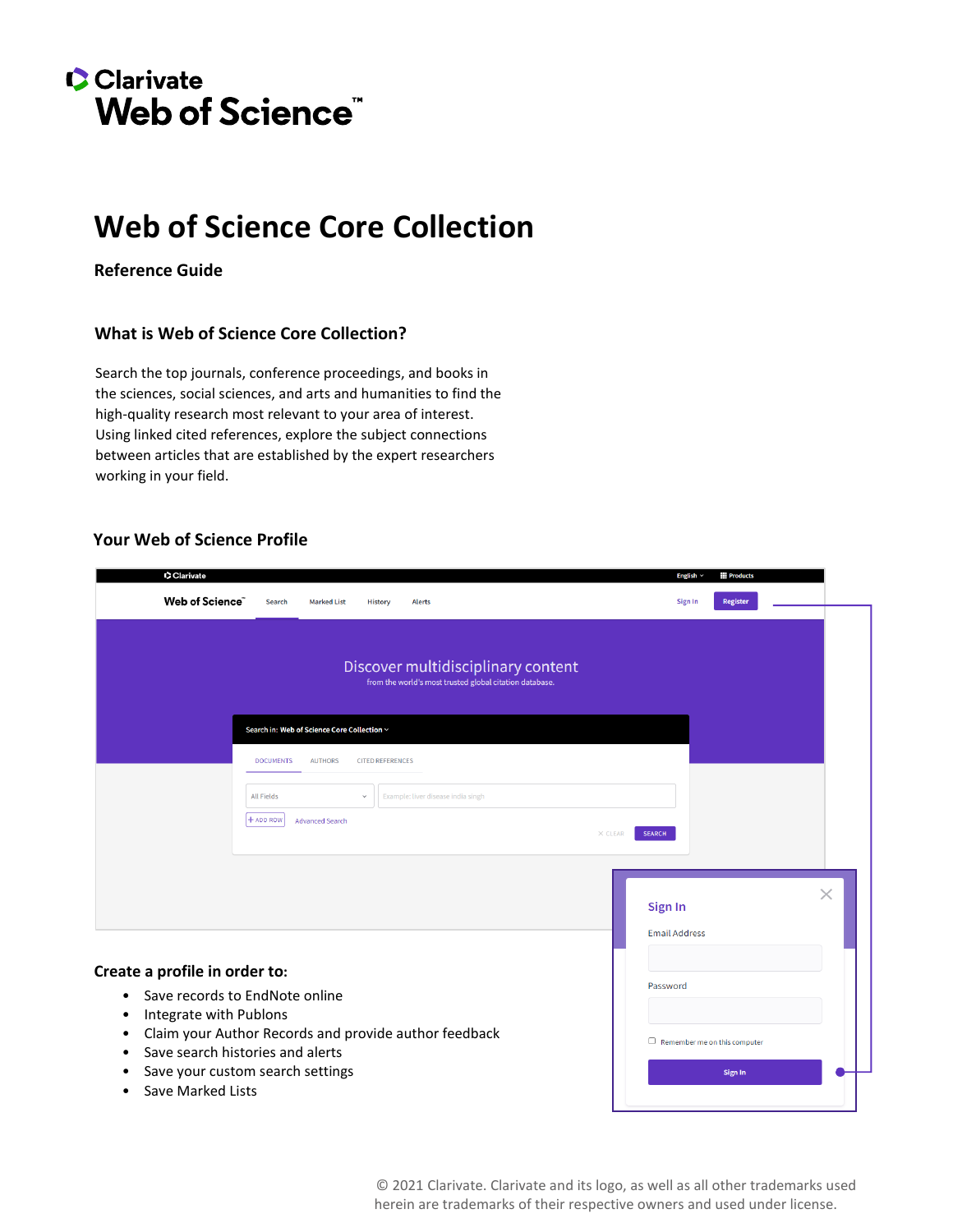Clarivate
Web of Science™

# Web of Science Core Collection

**Reference Guide**

## What is Web of Science Core Collection?

Search the top journals, conference proceedings, and books in the sciences, social sciences, and arts and humanities to find the high-quality research most relevant to your area of interest. Using linked cited references, explore the subject connections between articles that are established by the expert researchers working in your field.

## Your Web of Science Profile

### Create a profile in order to:

- Save records to EndNote online
- Integrate with Publons
- Claim your Author Records and provide author feedback
- Save search histories and alerts
- Save your custom search settings
- Save Marked Lists

© 2021 Clarivate. Clarivate and its logo, as well as all other trademarks used herein are trademarks of their respective owners and used under license.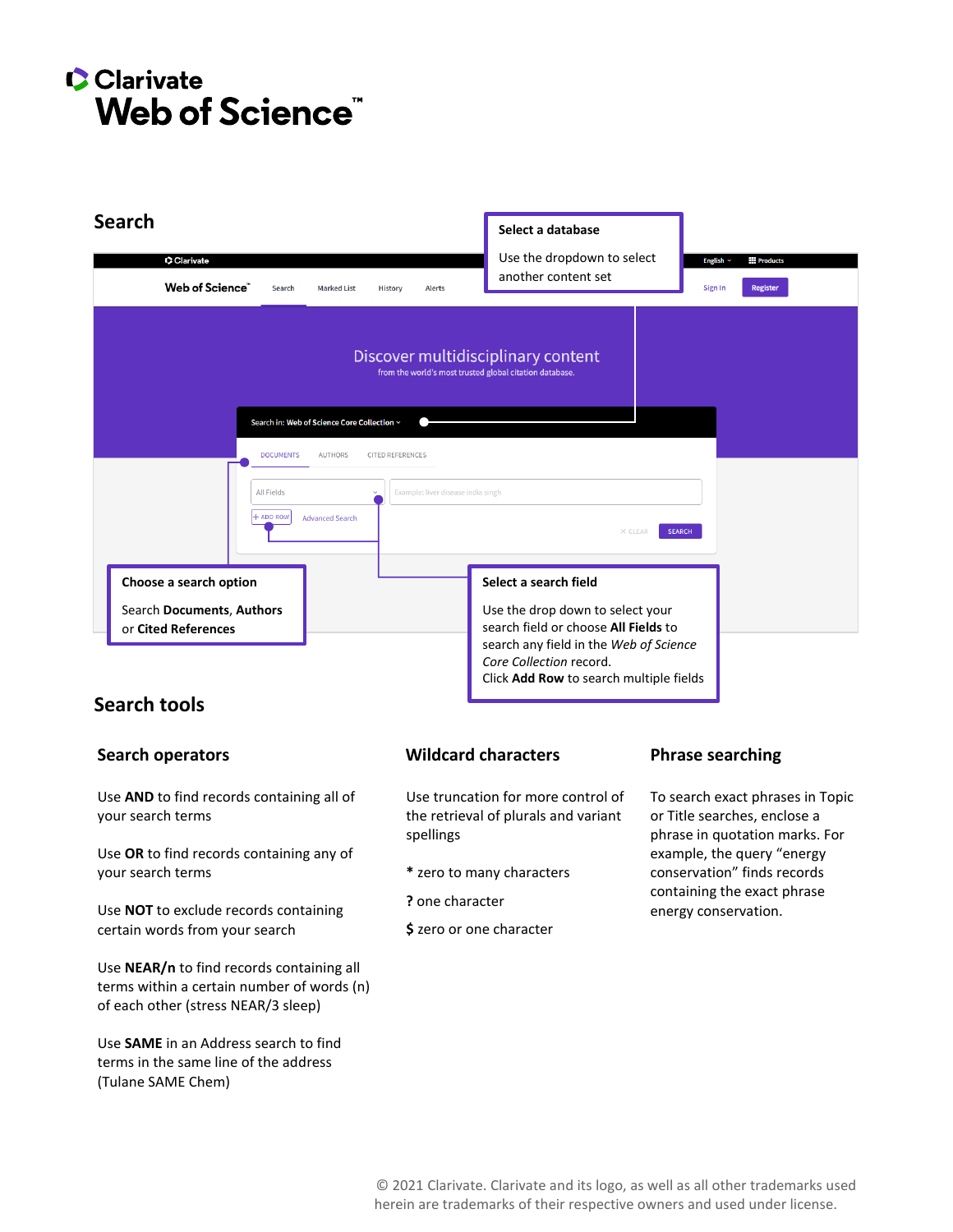Clarivate
Web of Science™

## Search

**Select a database**

Use the dropdown to select another content set

**Choose a search option**

Search **Documents**, **Authors** or **Cited References**

**Select a search field**

Use the drop down to select your search field or choose **All Fields** to search any field in the *Web of Science Core Collection* record.
Click **Add Row** to search multiple fields

## Search tools

### Search operators

Use **AND** to find records containing all of your search terms

Use **OR** to find records containing any of your search terms

Use **NOT** to exclude records containing certain words from your search

Use **NEAR/n** to find records containing all terms within a certain number of words (n) of each other (stress NEAR/3 sleep)

Use **SAME** in an Address search to find terms in the same line of the address (Tulane SAME Chem)

### Wildcard characters

Use truncation for more control of the retrieval of plurals and variant spellings

**\*** zero to many characters

**?** one character

**$** zero or one character

### Phrase searching

To search exact phrases in Topic or Title searches, enclose a phrase in quotation marks. For example, the query "energy conservation" finds records containing the exact phrase energy conservation.

© 2021 Clarivate. Clarivate and its logo, as well as all other trademarks used herein are trademarks of their respective owners and used under license.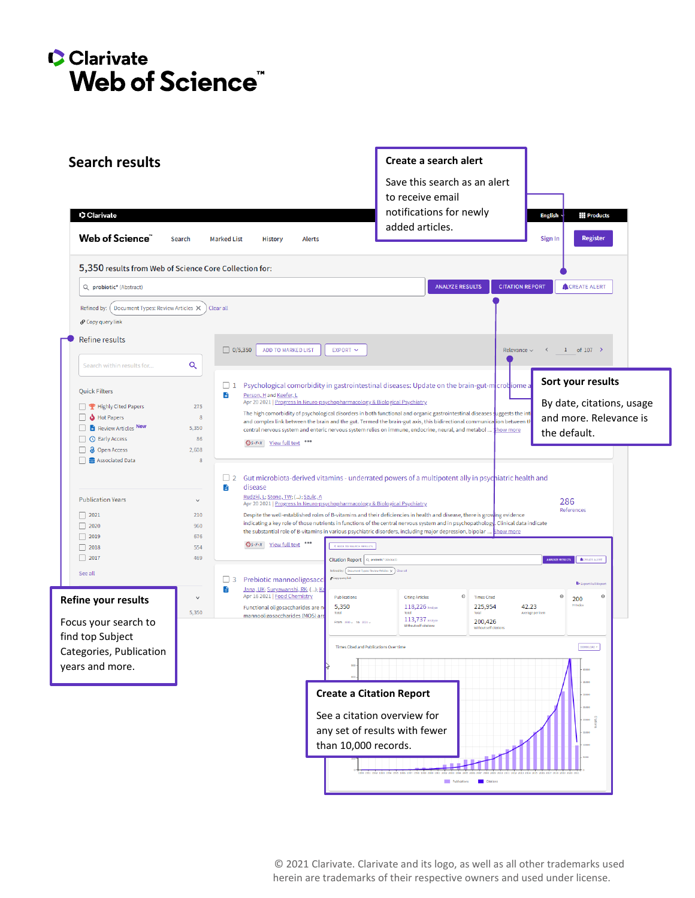# Clarivate Web of Science™

## Search results

**Create a search alert**

Save this search as an alert to receive email notifications for newly added articles.

**Sort your results**

By date, citations, usage and more. Relevance is the default.

**Refine your results**

Focus your search to find top Subject Categories, Publication years and more.

**Create a Citation Report**

See a citation overview for any set of results with fewer than 10,000 records.

© 2021 Clarivate. Clarivate and its logo, as well as all other trademarks used herein are trademarks of their respective owners and used under license.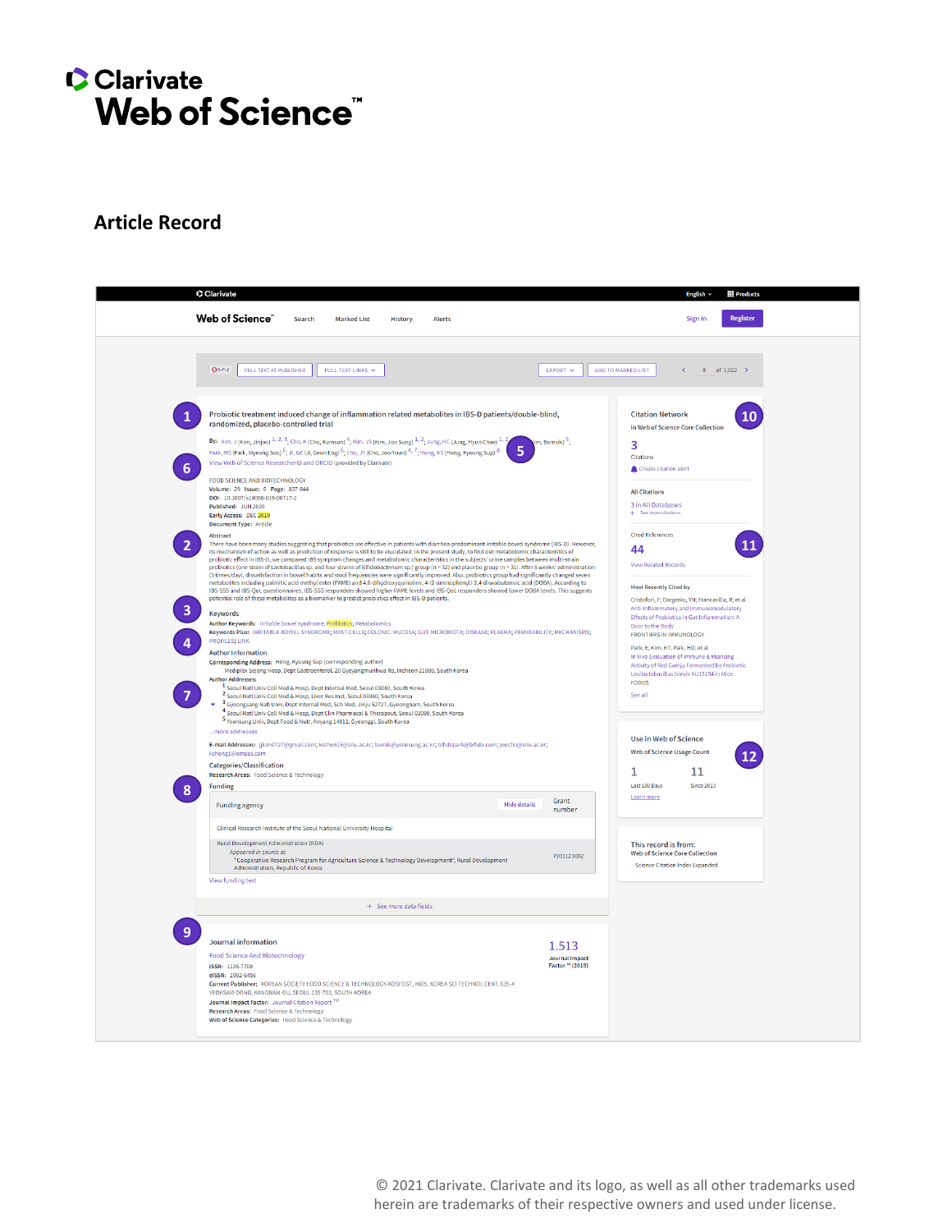Clarivate

# Web of Science™

## Article Record

Clarivate

Web of Science™ Search Marked List History Alerts Sign In Register English Products

FULL TEXT AT PUBLISHER FULL TEXT LINKS EXPORT ADD TO MARKED LIST 8 of 2,022

1

**Probiotic treatment induced change of inflammation related metabolites in IBS-D patients/double-blind, randomized, placebo-controlled trial**

By: Kim, J (Kim, Jinjoo)[1,2,3]; Cho, K (Cho, Kumsun)[4]; Kim, JS (Kim, Joo Sung)[1,2]; Jung, HC (Jung, Hyun Chae)[1,2]; Kim, B (Kim, Bumsik)[5]; Park, MS (Park, Myeong Soo)[6]; Ji, GE (Ji, Geun Eog)[6]; Cho, JY (Cho, Joo-Youn)[4,7]; Hong, KS (Hong, Kyoung Sup)[8]

5

6

View Web of Science ResearcherID and ORCID (provided by Clarivate)

FOOD SCIENCE AND BIOTECHNOLOGY
Volume: 29 Issue: 6 Page: 837-844
DOI: 10.1007/s10068-019-00717-2
Published: JUN 2020
Early Access: DEC 2019
Document Type: Article

2

**Abstract**

There have been many studies suggesting that probiotics are effective in patients with diarrhea-predominant irritable bowel syndrome (IBS-D). However, its mechanism of action as well as prediction of response is still to be elucidated. In the present study, to find out metabolomic characteristics of probiotic effect in IBS-D, we compared IBS symptom changes and metabolomic characteristics in the subjects' urine samples between multi-strain probiotics (one strain of Lactobacillus sp. and four strains of Bifidobacterium sp.) group (n = 32) and placebo group (n = 31). After 8 weeks' administration (3 times/day), dissatisfaction in bowel habits and stool frequencies were significantly improved. Also, probiotics group had significantly changed seven metabolites including palmitic acid methyl ester (PAME) and 4,6-dihydroxyquinoline, 4-(2-aminophenyl)-2,4-dioxobutanoic acid (DOBA). According to IBS-SSS and IBS-QoL questionnaires, IBS-SSS responders showed higher PAME levels and IBS-QoL responders showed lower DOBA levels. This suggests potential role of these metabolites as a biomarker to predict probiotics effect in IBS-D patients.

3

**Keywords**

Author Keywords: Irritable bowel syndrome; Probiotics; Metabolomics

4

Keywords Plus: IRRITABLE-BOWEL-SYNDROME; MAST-CELLS; COLONIC MUCOSA; GUT MICROBIOTA; DISEASE; PLASMA; PERMEABILITY; MECHANISMS; PROFILES; LINK

**Author Information**

Corresponding Address: Hong, Kyoung Sup (corresponding author)
Mediplex Sejong Hosp, Dept Gastroenterol, 20 Gyeyangmunhwa Ro, Incheon 21080, South Korea

7

Author Addresses:
1 Seoul Natl Univ Coll Med & Hosp, Dept Internal Med, Seoul 03080, South Korea
2 Seoul Natl Univ Coll Med & Hosp, Liver Res Inst, Seoul 03080, South Korea
3 Gyeongsang Natl Univ, Dept Internal Med, Sch Med, Jinju 52727, Gyeongnam, South Korea
4 Seoul Natl Univ Coll Med & Hosp, Dept Clin Pharmacol & Therapeut, Seoul 03080, South Korea
5 Yeonsung Univ, Dept Food & Nutr, Anyang 14011, Gyeonggi, South Korea
...more addresses

E-mail Addresses: jjkim0727@gmail.com; kscho615@snu.ac.kr; bumik@yeonsung.ac.kr; bifidopark@bifido.com; joocho@snu.ac.kr; kshong1@empas.com

**Categories/Classification**

Research Areas: Food Science & Technology

8

**Funding**

| Funding agency | Hide details | Grant number |
|---|---|---|
| Clinical Research Institute of the Seoul National University Hospital | | |
| Rural Development Administration (RDA) *Appeared in source as* "Cooperative Research Program for Agriculture Science & Technology Development", Rural Development Administration, Republic of Korea | | PJ01123002 |

View funding text

+ See more data fields

9

**Journal information**

Food Science And Biotechnology
ISSN: 1226-7708
eISSN: 2092-6456
Current Publisher: KOREAN SOCIETY FOOD SCIENCE & TECHNOLOGY-KOSFOST, #605, KOREA SCI TECHNOL CENT, 635-4 YEOKSAM-DONG, KANGNAM-GU, SEOUL 135-703, SOUTH KOREA
Journal Impact Factor: Journal Citation Report™
Research Areas: Food Science & Technology
Web of Science Categories: Food Science & Technology

1.513
Journal Impact Factor™ (2019)

10

**Citation Network**

In Web of Science Core Collection

3
Citations

Create citation alert

All Citations
3 In All Databases
+ See more citations

11

Cited References
44
View Related Records

Most Recently Cited by

Cristofori, F; Dargenio, VN; Francavilla, R; et al.
Anti-Inflammatory and Immunomodulatory Effects of Probiotics in Gut Inflammation: A Door to the Body
FRONTIERS IN IMMUNOLOGY

Park, E; Kim, KT; Paik, HD; et al.
In Vivo Evaluation of Immune-Enhancing Activity of Red Gamju Fermented by Probiotic Levilactobacillus brevis KU15154 in Mice
FOODS

See all

**Use in Web of Science**

Web of Science Usage Count

12

| 1 | 11 |
|---|---|
| Last 180 Days | Since 2013 |

Learn more

This record is from:
Web of Science Core Collection
Science Citation Index Expanded

© 2021 Clarivate. Clarivate and its logo, as well as all other trademarks used herein are trademarks of their respective owners and used under license.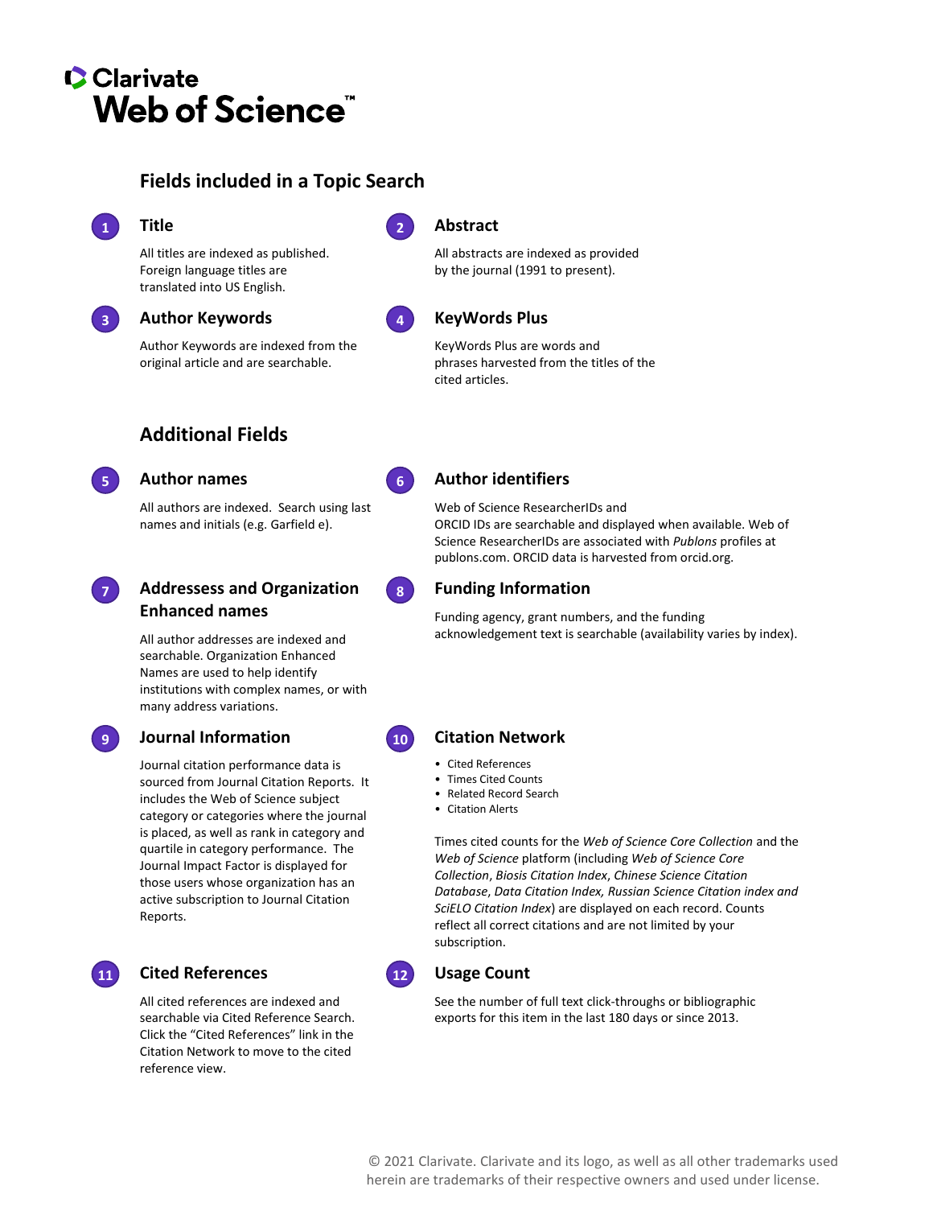Clarivate

# Web of Science™

## Fields included in a Topic Search

### 1 Title

All titles are indexed as published. Foreign language titles are translated into US English.

### 2 Abstract

All abstracts are indexed as provided by the journal (1991 to present).

### 3 Author Keywords

Author Keywords are indexed from the original article and are searchable.

### 4 KeyWords Plus

KeyWords Plus are words and phrases harvested from the titles of the cited articles.

## Additional Fields

### 5 Author names

All authors are indexed. Search using last names and initials (e.g. Garfield e).

### 6 Author identifiers

Web of Science ResearcherIDs and ORCID IDs are searchable and displayed when available. Web of Science ResearcherIDs are associated with *Publons* profiles at publons.com. ORCID data is harvested from orcid.org.

### 7 Addressess and Organization Enhanced names

All author addresses are indexed and searchable. Organization Enhanced Names are used to help identify institutions with complex names, or with many address variations.

### 8 Funding Information

Funding agency, grant numbers, and the funding acknowledgement text is searchable (availability varies by index).

### 9 Journal Information

Journal citation performance data is sourced from Journal Citation Reports. It includes the Web of Science subject category or categories where the journal is placed, as well as rank in category and quartile in category performance. The Journal Impact Factor is displayed for those users whose organization has an active subscription to Journal Citation Reports.

### 10 Citation Network

- Cited References
- Times Cited Counts
- Related Record Search
- Citation Alerts

Times cited counts for the *Web of Science Core Collection* and the *Web of Science* platform (including *Web of Science Core Collection*, *Biosis Citation Index*, *Chinese Science Citation Database*, *Data Citation Index, Russian Science Citation index and SciELO Citation Index*) are displayed on each record. Counts reflect all correct citations and are not limited by your subscription.

### 11 Cited References

All cited references are indexed and searchable via Cited Reference Search. Click the "Cited References" link in the Citation Network to move to the cited reference view.

### 12 Usage Count

See the number of full text click-throughs or bibliographic exports for this item in the last 180 days or since 2013.

© 2021 Clarivate. Clarivate and its logo, as well as all other trademarks used herein are trademarks of their respective owners and used under license.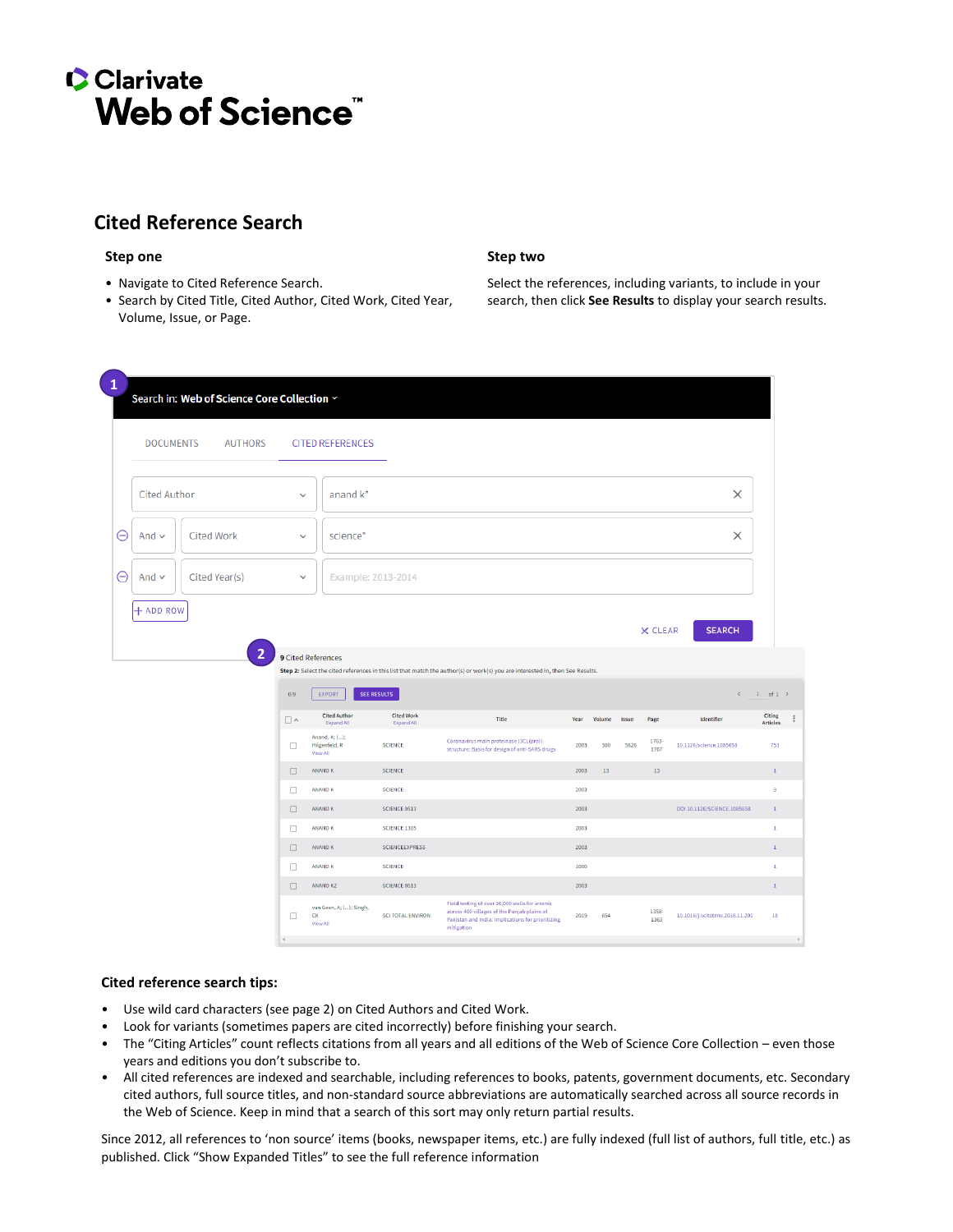Clarivate
Web of Science™

## Cited Reference Search

### Step one

- Navigate to Cited Reference Search.
- Search by Cited Title, Cited Author, Cited Work, Cited Year, Volume, Issue, or Page.

### Step two

Select the references, including variants, to include in your search, then click **See Results** to display your search results.

### Cited reference search tips:

- Use wild card characters (see page 2) on Cited Authors and Cited Work.
- Look for variants (sometimes papers are cited incorrectly) before finishing your search.
- The "Citing Articles" count reflects citations from all years and all editions of the Web of Science Core Collection – even those years and editions you don't subscribe to.
- All cited references are indexed and searchable, including references to books, patents, government documents, etc. Secondary cited authors, full source titles, and non-standard source abbreviations are automatically searched across all source records in the Web of Science. Keep in mind that a search of this sort may only return partial results.

Since 2012, all references to 'non source' items (books, newspaper items, etc.) are fully indexed (full list of authors, full title, etc.) as published. Click "Show Expanded Titles" to see the full reference information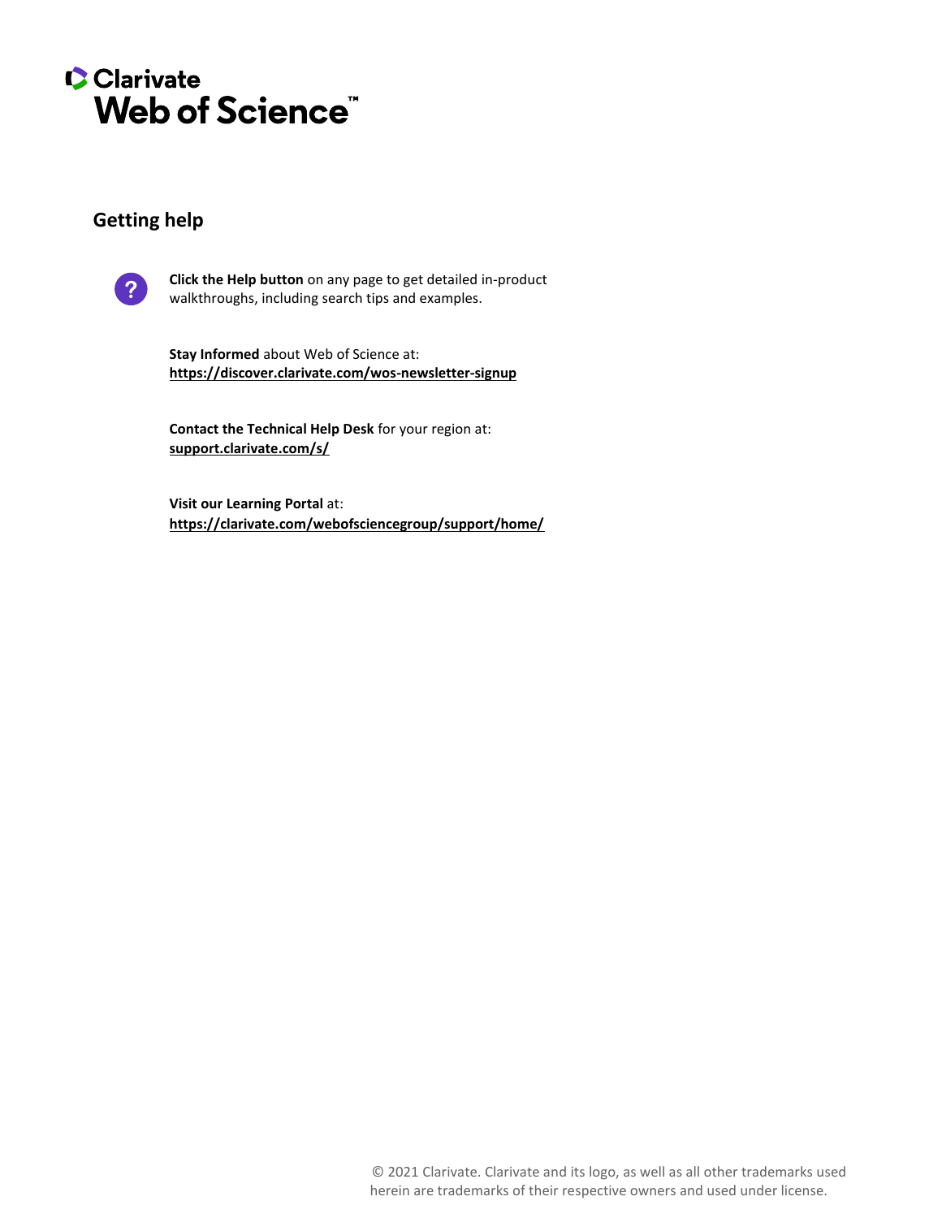Clarivate
Web of Science™

## Getting help

**Click the Help button** on any page to get detailed in-product walkthroughs, including search tips and examples.

**Stay Informed** about Web of Science at:
**https://discover.clarivate.com/wos-newsletter-signup**

**Contact the Technical Help Desk** for your region at:
**support.clarivate.com/s/**

**Visit our Learning Portal** at:
**https://clarivate.com/webofsciencegroup/support/home/**

© 2021 Clarivate. Clarivate and its logo, as well as all other trademarks used herein are trademarks of their respective owners and used under license.